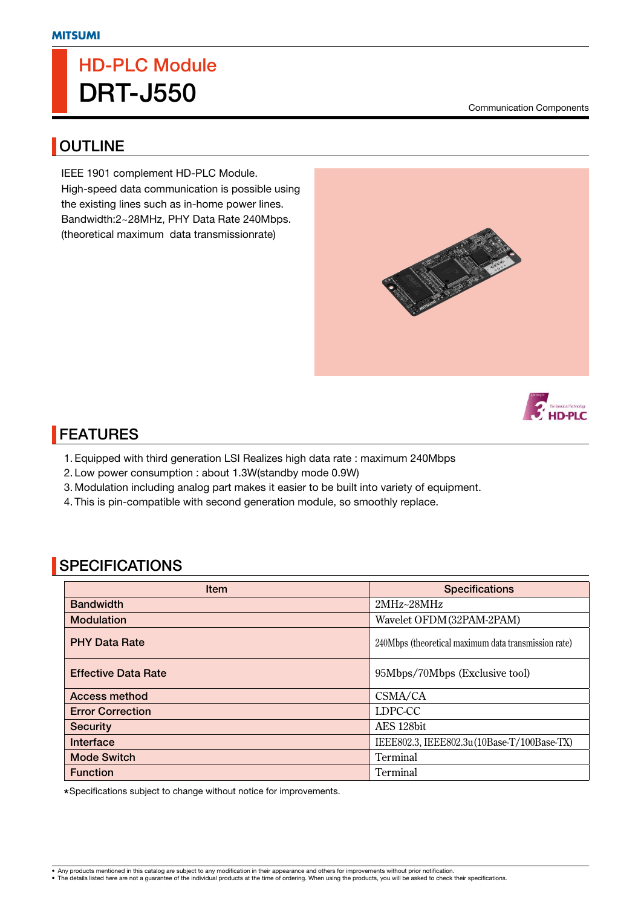MITSUMI

# HD-PLC Module
# DRT-J550

Communication Components

## OUTLINE

IEEE 1901 complement HD-PLC Module.
High-speed data communication is possible using the existing lines such as in-home power lines.
Bandwidth:2~28MHz, PHY Data Rate 240Mbps.
(theoretical maximum data transmissionrate)

## FEATURES

1. Equipped with third generation LSI Realizes high data rate : maximum 240Mbps
2. Low power consumption : about 1.3W(standby mode 0.9W)
3. Modulation including analog part makes it easier to be built into variety of equipment.
4. This is pin-compatible with second generation module, so smoothly replace.

## SPECIFICATIONS

| Item | Specifications |
|---|---|
| Bandwidth | 2MHz~28MHz |
| Modulation | Wavelet OFDM(32PAM-2PAM) |
| PHY Data Rate | 240Mbps (theoretical maximum data transmission rate) |
| Effective Data Rate | 95Mbps/70Mbps (Exclusive tool) |
| Access method | CSMA/CA |
| Error Correction | LDPC-CC |
| Security | AES 128bit |
| Interface | IEEE802.3, IEEE802.3u(10Base-T/100Base-TX) |
| Mode Switch | Terminal |
| Function | Terminal |

*Specifications subject to change without notice for improvements.

- Any products mentioned in this catalog are subject to any modification in their appearance and others for improvements without prior notification.
- The details listed here are not a guarantee of the individual products at the time of ordering. When using the products, you will be asked to check their specifications.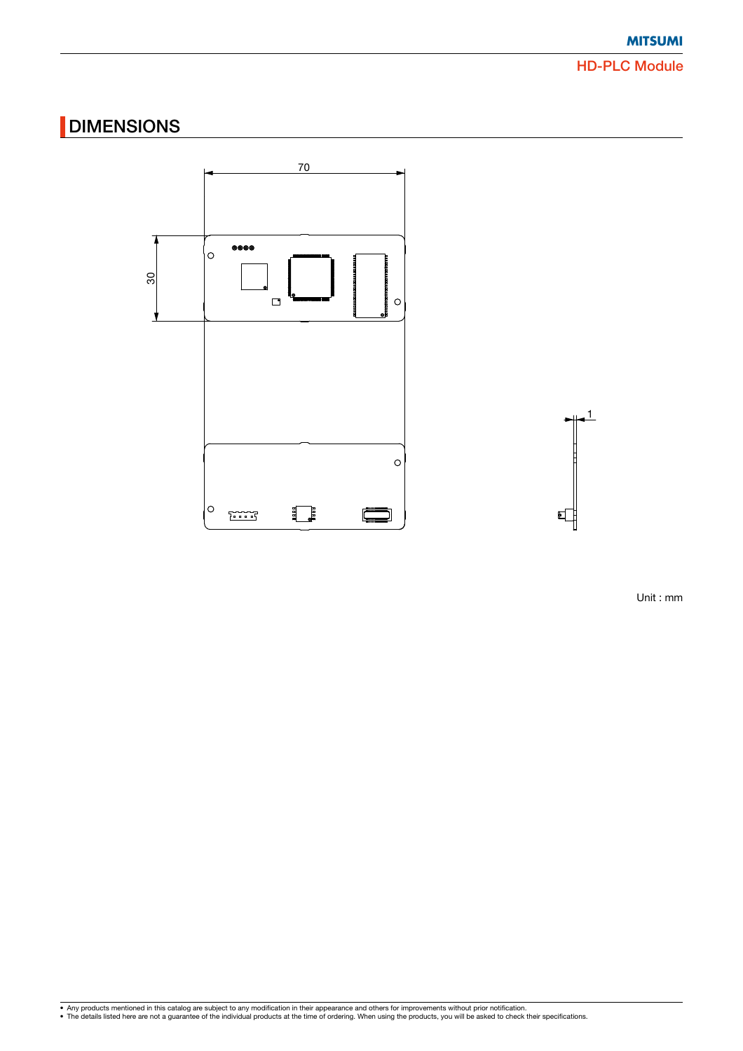## DIMENSIONS

70

30

1

Unit : mm

- Any products mentioned in this catalog are subject to any modification in their appearance and others for improvements without prior notification.
- The details listed here are not a guarantee of the individual products at the time of ordering. When using the products, you will be asked to check their specifications.